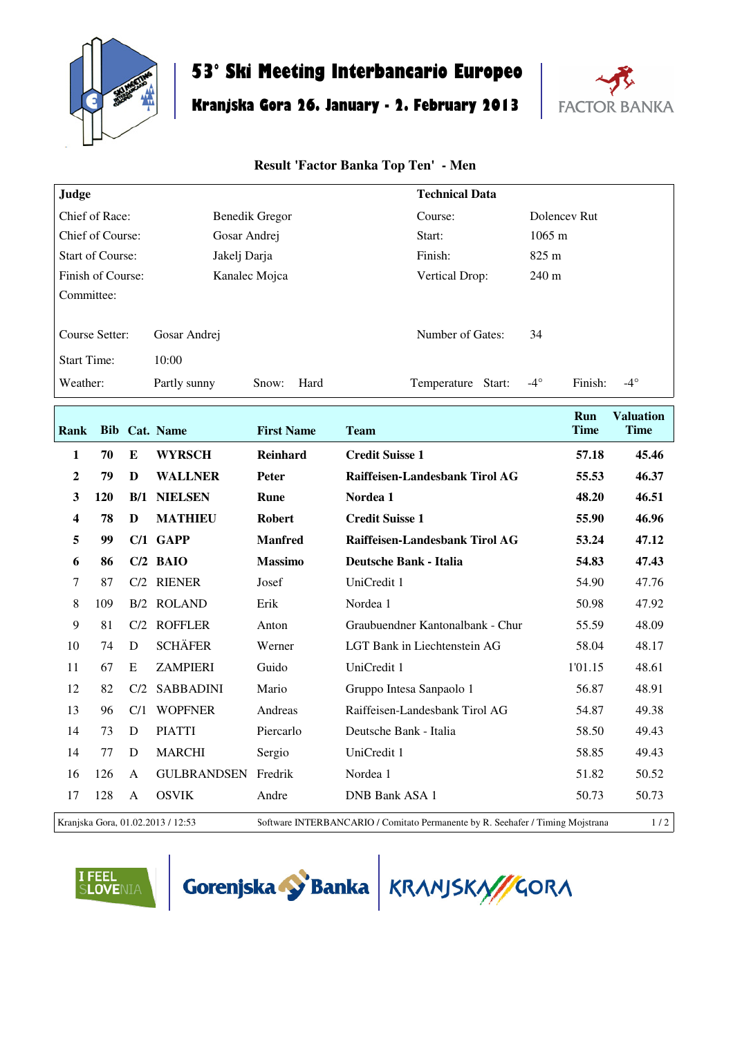# 53° Ski Meeting Interbancario Europeo

## Kranjska Gora 26. January - 2. February 2013

FACTOR BANKA

### Result 'Factor Banka Top Ten' - Men

| **Judge** | | **Technical Data** | |
|---|---|---|---|
| Chief of Race: | Benedik Gregor | Course: | Dolencev Rut |
| Chief of Course: | Gosar Andrej | Start: | 1065 m |
| Start of Course: | Jakelj Darja | Finish: | 825 m |
| Finish of Course: | Kanalec Mojca | Vertical Drop: | 240 m |
| Committee: | | | |
| Course Setter: | Gosar Andrej | Number of Gates: | 34 |
| Start Time: | 10:00 | | |
| Weather: | Partly sunny — Snow: Hard | Temperature | Start: -4° — Finish: -4° |

| Rank | Bib | Cat. | Name | First Name | Team | Run Time | Valuation Time |
|---|---|---|---|---|---|---|---|
| **1** | **70** | **E** | **WYRSCH** | **Reinhard** | **Credit Suisse 1** | **57.18** | **45.46** |
| **2** | **79** | **D** | **WALLNER** | **Peter** | **Raiffeisen-Landesbank Tirol AG** | **55.53** | **46.37** |
| **3** | **120** | **B/1** | **NIELSEN** | **Rune** | **Nordea 1** | **48.20** | **46.51** |
| **4** | **78** | **D** | **MATHIEU** | **Robert** | **Credit Suisse 1** | **55.90** | **46.96** |
| **5** | **99** | **C/1** | **GAPP** | **Manfred** | **Raiffeisen-Landesbank Tirol AG** | **53.24** | **47.12** |
| **6** | **86** | **C/2** | **BAIO** | **Massimo** | **Deutsche Bank - Italia** | **54.83** | **47.43** |
| 7 | 87 | C/2 | RIENER | Josef | UniCredit 1 | 54.90 | 47.76 |
| 8 | 109 | B/2 | ROLAND | Erik | Nordea 1 | 50.98 | 47.92 |
| 9 | 81 | C/2 | ROFFLER | Anton | Graubuendner Kantonalbank - Chur | 55.59 | 48.09 |
| 10 | 74 | D | SCHÄFER | Werner | LGT Bank in Liechtenstein AG | 58.04 | 48.17 |
| 11 | 67 | E | ZAMPIERI | Guido | UniCredit 1 | 1'01.15 | 48.61 |
| 12 | 82 | C/2 | SABBADINI | Mario | Gruppo Intesa Sanpaolo 1 | 56.87 | 48.91 |
| 13 | 96 | C/1 | WOPFNER | Andreas | Raiffeisen-Landesbank Tirol AG | 54.87 | 49.38 |
| 14 | 73 | D | PIATTI | Piercarlo | Deutsche Bank - Italia | 58.50 | 49.43 |
| 14 | 77 | D | MARCHI | Sergio | UniCredit 1 | 58.85 | 49.43 |
| 16 | 126 | A | GULBRANDSEN | Fredrik | Nordea 1 | 51.82 | 50.52 |
| 17 | 128 | A | OSVIK | Andre | DNB Bank ASA 1 | 50.73 | 50.73 |

Kranjska Gora, 01.02.2013 / 12:53 — Software INTERBANCARIO / Comitato Permanente by R. Seehafer / Timing Mojstrana

I FEEL SLOVENIA — Gorenjska Banka — KRANJSKA GORA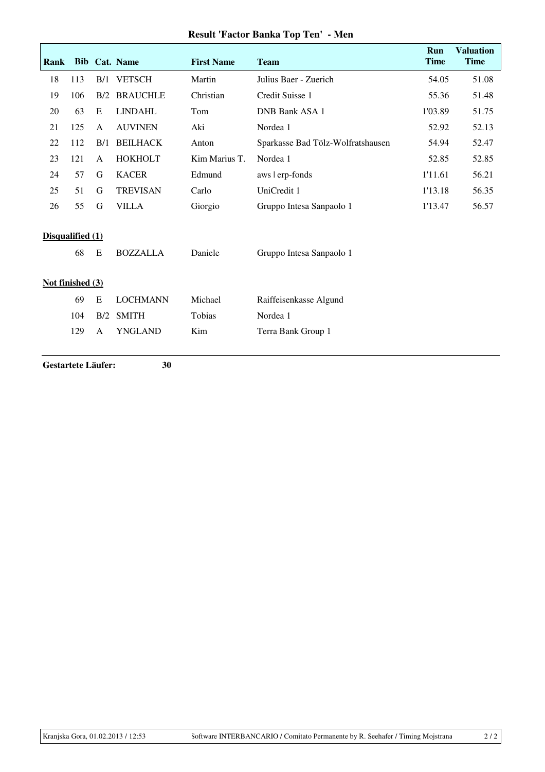# Result 'Factor Banka Top Ten' - Men

| Rank | Bib | Cat. | Name | First Name | Team | Run Time | Valuation Time |
|---|---|---|---|---|---|---|---|
| 18 | 113 | B/1 | VETSCH | Martin | Julius Baer - Zuerich | 54.05 | 51.08 |
| 19 | 106 | B/2 | BRAUCHLE | Christian | Credit Suisse 1 | 55.36 | 51.48 |
| 20 | 63 | E | LINDAHL | Tom | DNB Bank ASA 1 | 1'03.89 | 51.75 |
| 21 | 125 | A | AUVINEN | Aki | Nordea 1 | 52.92 | 52.13 |
| 22 | 112 | B/1 | BEILHACK | Anton | Sparkasse Bad Tölz-Wolfratshausen | 54.94 | 52.47 |
| 23 | 121 | A | HOKHOLT | Kim Marius T. | Nordea 1 | 52.85 | 52.85 |
| 24 | 57 | G | KACER | Edmund | aws \| erp-fonds | 1'11.61 | 56.21 |
| 25 | 51 | G | TREVISAN | Carlo | UniCredit 1 | 1'13.18 | 56.35 |
| 26 | 55 | G | VILLA | Giorgio | Gruppo Intesa Sanpaolo 1 | 1'13.47 | 56.57 |

**Disqualified (1)**

| | Bib | Cat. | Name | First Name | Team |
|---|---|---|---|---|---|
| | 68 | E | BOZZALLA | Daniele | Gruppo Intesa Sanpaolo 1 |

**Not finished (3)**

| | Bib | Cat. | Name | First Name | Team |
|---|---|---|---|---|---|
| | 69 | E | LOCHMANN | Michael | Raiffeisenkasse Algund |
| | 104 | B/2 | SMITH | Tobias | Nordea 1 |
| | 129 | A | YNGLAND | Kim | Terra Bank Group 1 |

**Gestartete Läufer:** **30**

Kranjska Gora, 01.02.2013 / 12:53 — Software INTERBANCARIO / Comitato Permanente by R. Seehafer / Timing Mojstrana